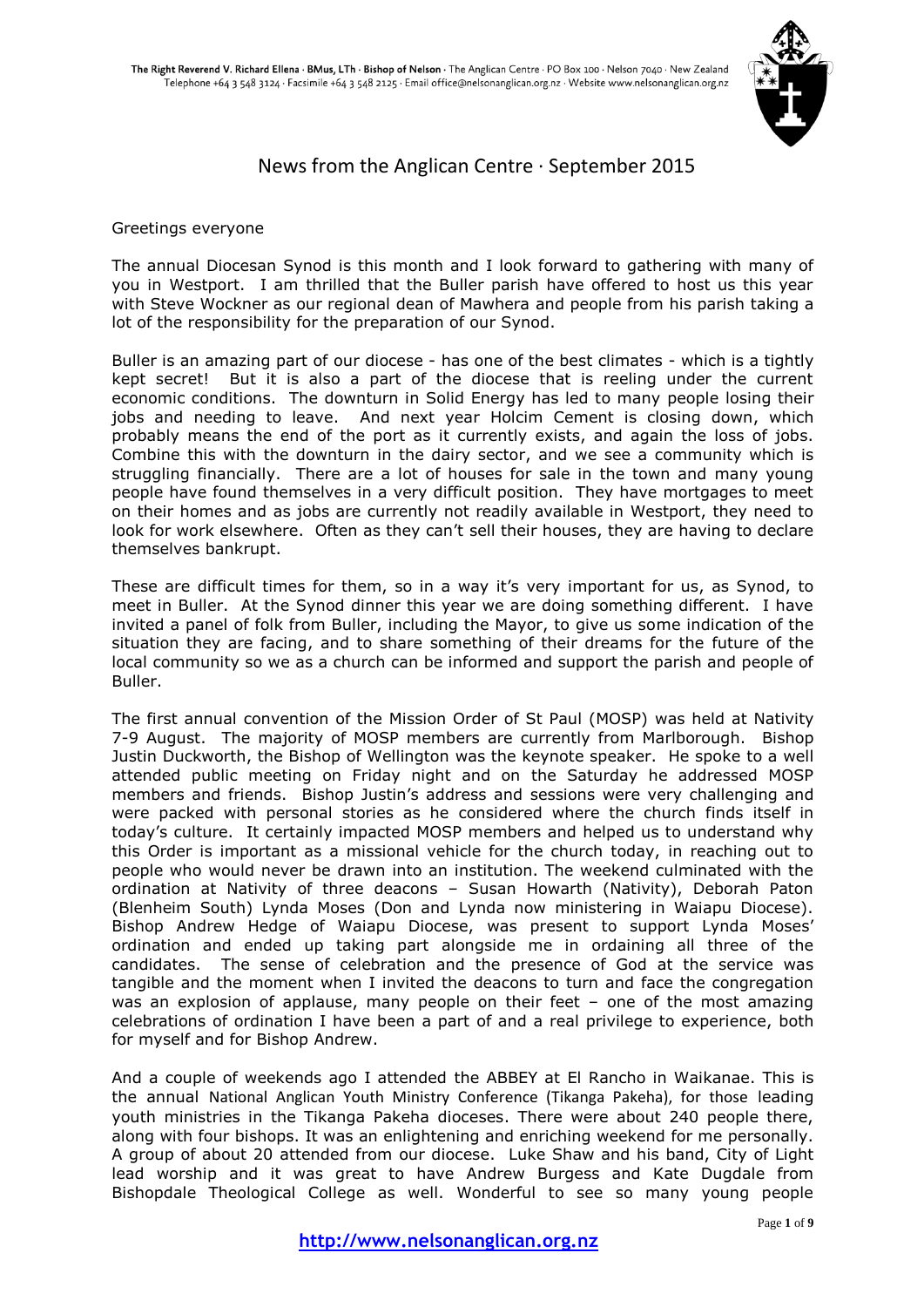The Right Reverend V. Richard Ellena · BMus, LTh · Bishop of Nelson · The Anglican Centre · PO Box 100 · Nelson 7040 · New Zealand
Telephone +64 3 548 3124 · Facsimile +64 3 548 2125 · Email office@nelsonanglican.org.nz · Website www.nelsonanglican.org.nz

# News from the Anglican Centre · September 2015

Greetings everyone

The annual Diocesan Synod is this month and I look forward to gathering with many of you in Westport. I am thrilled that the Buller parish have offered to host us this year with Steve Wockner as our regional dean of Mawhera and people from his parish taking a lot of the responsibility for the preparation of our Synod.

Buller is an amazing part of our diocese - has one of the best climates - which is a tightly kept secret! But it is also a part of the diocese that is reeling under the current economic conditions. The downturn in Solid Energy has led to many people losing their jobs and needing to leave. And next year Holcim Cement is closing down, which probably means the end of the port as it currently exists, and again the loss of jobs. Combine this with the downturn in the dairy sector, and we see a community which is struggling financially. There are a lot of houses for sale in the town and many young people have found themselves in a very difficult position. They have mortgages to meet on their homes and as jobs are currently not readily available in Westport, they need to look for work elsewhere. Often as they can't sell their houses, they are having to declare themselves bankrupt.

These are difficult times for them, so in a way it's very important for us, as Synod, to meet in Buller. At the Synod dinner this year we are doing something different. I have invited a panel of folk from Buller, including the Mayor, to give us some indication of the situation they are facing, and to share something of their dreams for the future of the local community so we as a church can be informed and support the parish and people of Buller.

The first annual convention of the Mission Order of St Paul (MOSP) was held at Nativity 7-9 August. The majority of MOSP members are currently from Marlborough. Bishop Justin Duckworth, the Bishop of Wellington was the keynote speaker. He spoke to a well attended public meeting on Friday night and on the Saturday he addressed MOSP members and friends. Bishop Justin's address and sessions were very challenging and were packed with personal stories as he considered where the church finds itself in today's culture. It certainly impacted MOSP members and helped us to understand why this Order is important as a missional vehicle for the church today, in reaching out to people who would never be drawn into an institution. The weekend culminated with the ordination at Nativity of three deacons – Susan Howarth (Nativity), Deborah Paton (Blenheim South) Lynda Moses (Don and Lynda now ministering in Waiapu Diocese). Bishop Andrew Hedge of Waiapu Diocese, was present to support Lynda Moses' ordination and ended up taking part alongside me in ordaining all three of the candidates. The sense of celebration and the presence of God at the service was tangible and the moment when I invited the deacons to turn and face the congregation was an explosion of applause, many people on their feet – one of the most amazing celebrations of ordination I have been a part of and a real privilege to experience, both for myself and for Bishop Andrew.

And a couple of weekends ago I attended the ABBEY at El Rancho in Waikanae. This is the annual National Anglican Youth Ministry Conference (Tikanga Pakeha), for those leading youth ministries in the Tikanga Pakeha dioceses. There were about 240 people there, along with four bishops. It was an enlightening and enriching weekend for me personally. A group of about 20 attended from our diocese. Luke Shaw and his band, City of Light lead worship and it was great to have Andrew Burgess and Kate Dugdale from Bishopdale Theological College as well. Wonderful to see so many young people

**http://www.nelsonanglican.org.nz**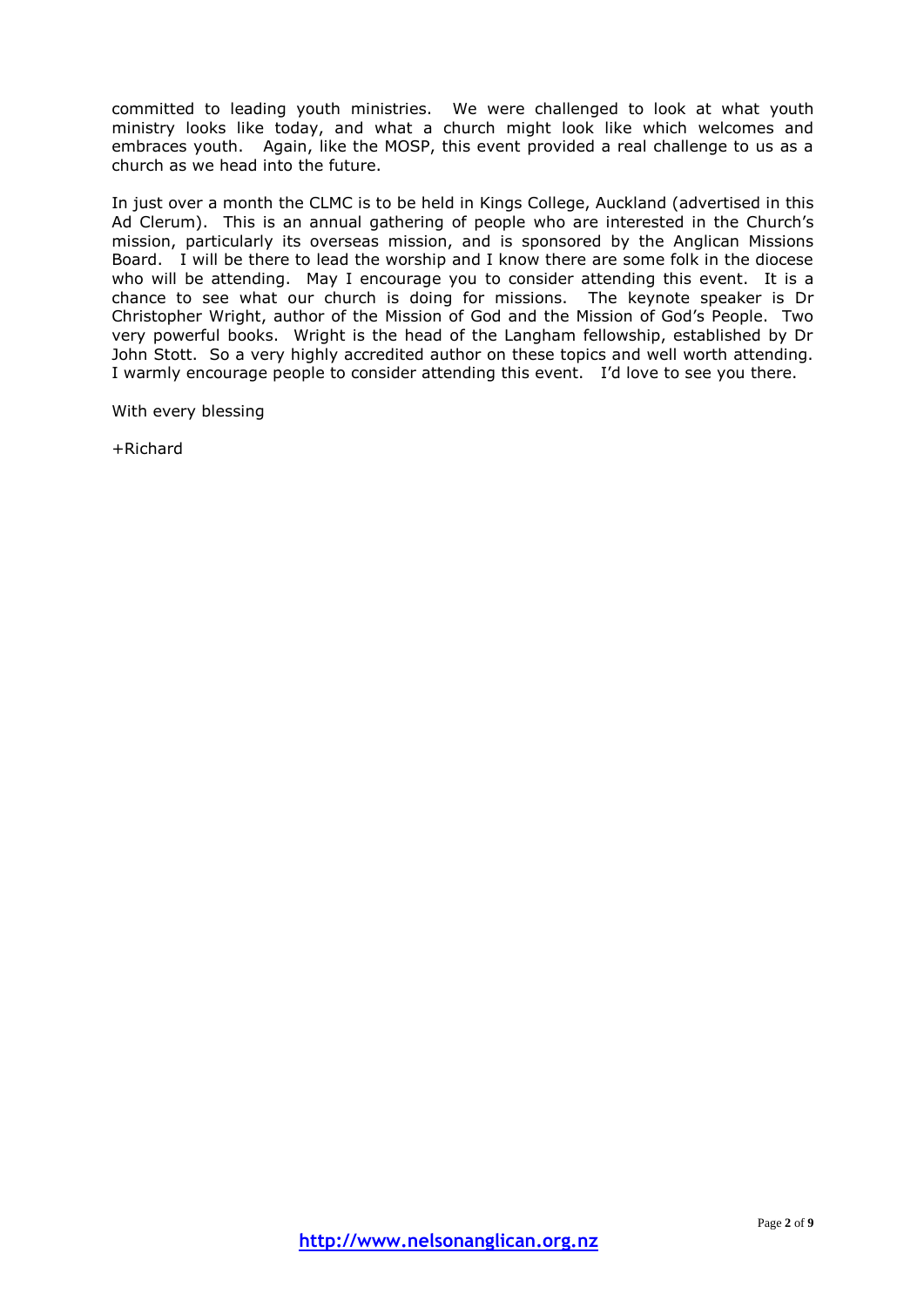committed to leading youth ministries. We were challenged to look at what youth ministry looks like today, and what a church might look like which welcomes and embraces youth. Again, like the MOSP, this event provided a real challenge to us as a church as we head into the future.

In just over a month the CLMC is to be held in Kings College, Auckland (advertised in this Ad Clerum). This is an annual gathering of people who are interested in the Church's mission, particularly its overseas mission, and is sponsored by the Anglican Missions Board. I will be there to lead the worship and I know there are some folk in the diocese who will be attending. May I encourage you to consider attending this event. It is a chance to see what our church is doing for missions. The keynote speaker is Dr Christopher Wright, author of the Mission of God and the Mission of God's People. Two very powerful books. Wright is the head of the Langham fellowship, established by Dr John Stott. So a very highly accredited author on these topics and well worth attending. I warmly encourage people to consider attending this event. I'd love to see you there.

With every blessing

+Richard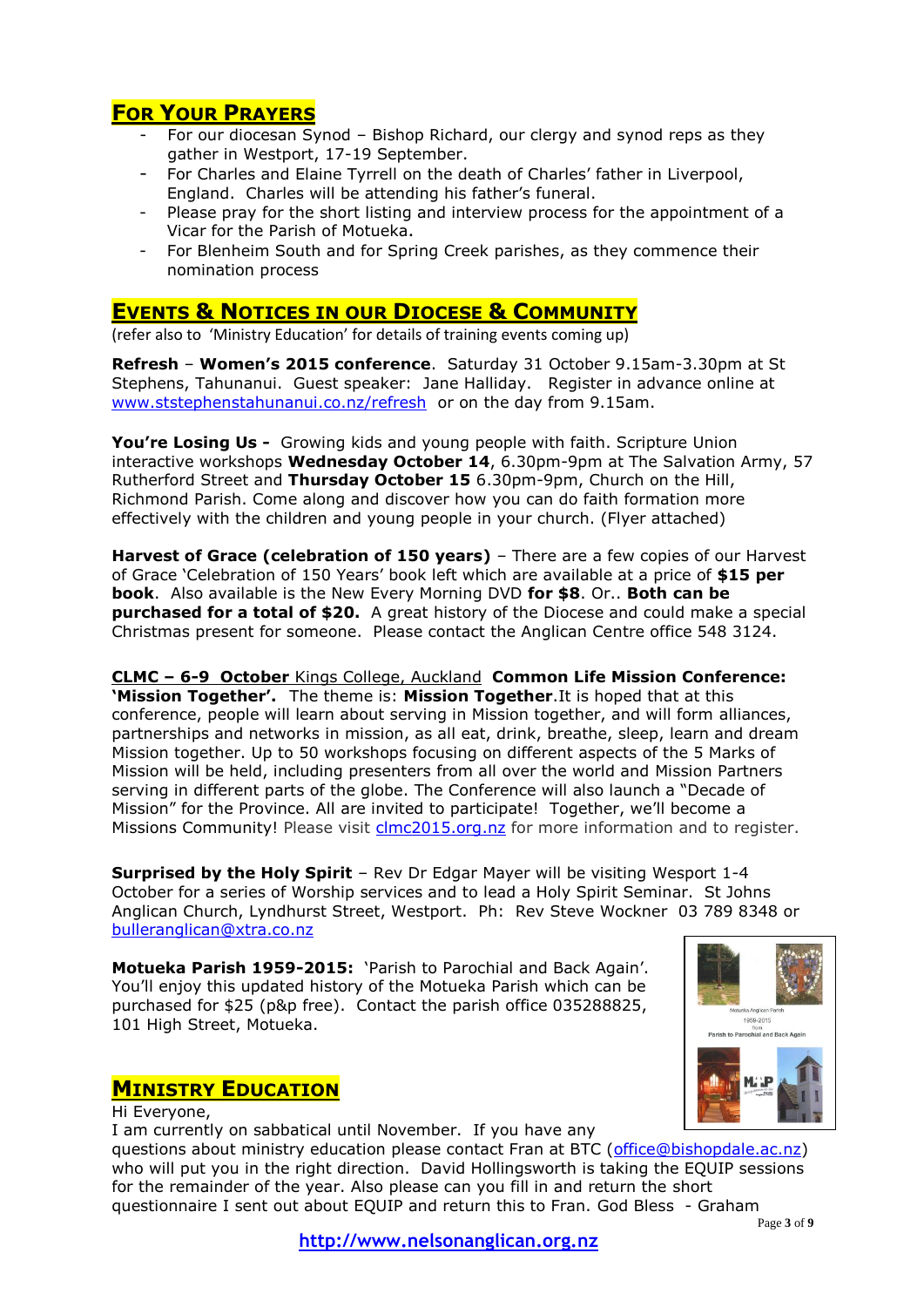## For Your Prayers

- For our diocesan Synod – Bishop Richard, our clergy and synod reps as they gather in Westport, 17-19 September.
- For Charles and Elaine Tyrrell on the death of Charles' father in Liverpool, England. Charles will be attending his father's funeral.
- Please pray for the short listing and interview process for the appointment of a Vicar for the Parish of Motueka.
- For Blenheim South and for Spring Creek parishes, as they commence their nomination process

## Events & Notices in our Diocese & Community

(refer also to 'Ministry Education' for details of training events coming up)

**Refresh** – **Women's 2015 conference**. Saturday 31 October 9.15am-3.30pm at St Stephens, Tahunanui. Guest speaker: Jane Halliday. Register in advance online at www.ststephenstahunanui.co.nz/refresh or on the day from 9.15am.

**You're Losing Us -** Growing kids and young people with faith. Scripture Union interactive workshops **Wednesday October 14**, 6.30pm-9pm at The Salvation Army, 57 Rutherford Street and **Thursday October 15** 6.30pm-9pm, Church on the Hill, Richmond Parish. Come along and discover how you can do faith formation more effectively with the children and young people in your church. (Flyer attached)

**Harvest of Grace (celebration of 150 years)** – There are a few copies of our Harvest of Grace 'Celebration of 150 Years' book left which are available at a price of **$15 per book**. Also available is the New Every Morning DVD **for $8**. Or.. **Both can be purchased for a total of $20.** A great history of the Diocese and could make a special Christmas present for someone. Please contact the Anglican Centre office 548 3124.

**CLMC – 6-9 October** Kings College, Auckland **Common Life Mission Conference: 'Mission Together'.** The theme is: **Mission Together**.It is hoped that at this conference, people will learn about serving in Mission together, and will form alliances, partnerships and networks in mission, as all eat, drink, breathe, sleep, learn and dream Mission together. Up to 50 workshops focusing on different aspects of the 5 Marks of Mission will be held, including presenters from all over the world and Mission Partners serving in different parts of the globe. The Conference will also launch a "Decade of Mission" for the Province. All are invited to participate! Together, we'll become a Missions Community! Please visit clmc2015.org.nz for more information and to register.

**Surprised by the Holy Spirit** – Rev Dr Edgar Mayer will be visiting Wesport 1-4 October for a series of Worship services and to lead a Holy Spirit Seminar. St Johns Anglican Church, Lyndhurst Street, Westport. Ph: Rev Steve Wockner 03 789 8348 or bulleranglican@xtra.co.nz

**Motueka Parish 1959-2015:** 'Parish to Parochial and Back Again'. You'll enjoy this updated history of the Motueka Parish which can be purchased for $25 (p&p free). Contact the parish office 035288825, 101 High Street, Motueka.

## Ministry Education

Hi Everyone,

I am currently on sabbatical until November. If you have any questions about ministry education please contact Fran at BTC (office@bishopdale.ac.nz) who will put you in the right direction. David Hollingsworth is taking the EQUIP sessions for the remainder of the year. Also please can you fill in and return the short questionnaire I sent out about EQUIP and return this to Fran. God Bless - Graham

http://www.nelsonanglican.org.nz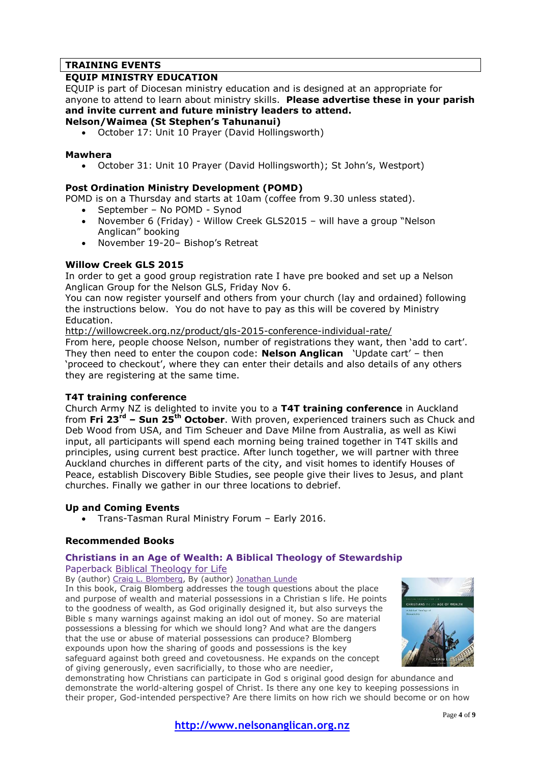## TRAINING EVENTS

### EQUIP MINISTRY EDUCATION

EQUIP is part of Diocesan ministry education and is designed at an appropriate for anyone to attend to learn about ministry skills. **Please advertise these in your parish and invite current and future ministry leaders to attend.**

**Nelson/Waimea (St Stephen's Tahunanui)**

- October 17: Unit 10 Prayer (David Hollingsworth)

**Mawhera**

- October 31: Unit 10 Prayer (David Hollingsworth); St John's, Westport)

### Post Ordination Ministry Development (POMD)

POMD is on a Thursday and starts at 10am (coffee from 9.30 unless stated).

- September – No POMD - Synod
- November 6 (Friday) - Willow Creek GLS2015 – will have a group "Nelson Anglican" booking
- November 19-20– Bishop's Retreat

### Willow Creek GLS 2015

In order to get a good group registration rate I have pre booked and set up a Nelson Anglican Group for the Nelson GLS, Friday Nov 6.

You can now register yourself and others from your church (lay and ordained) following the instructions below. You do not have to pay as this will be covered by Ministry Education.

http://willowcreek.org.nz/product/gls-2015-conference-individual-rate/

From here, people choose Nelson, number of registrations they want, then 'add to cart'. They then need to enter the coupon code: **Nelson Anglican** 'Update cart' – then 'proceed to checkout', where they can enter their details and also details of any others they are registering at the same time.

### T4T training conference

Church Army NZ is delighted to invite you to a **T4T training conference** in Auckland from **Fri 23rd – Sun 25th October**. With proven, experienced trainers such as Chuck and Deb Wood from USA, and Tim Scheuer and Dave Milne from Australia, as well as Kiwi input, all participants will spend each morning being trained together in T4T skills and principles, using current best practice. After lunch together, we will partner with three Auckland churches in different parts of the city, and visit homes to identify Houses of Peace, establish Discovery Bible Studies, see people give their lives to Jesus, and plant churches. Finally we gather in our three locations to debrief.

### Up and Coming Events

- Trans-Tasman Rural Ministry Forum – Early 2016.

### Recommended Books

**Christians in an Age of Wealth: A Biblical Theology of Stewardship**

Paperback Biblical Theology for Life

By (author) Craig L. Blomberg, By (author) Jonathan Lunde

In this book, Craig Blomberg addresses the tough questions about the place and purpose of wealth and material possessions in a Christian s life. He points to the goodness of wealth, as God originally designed it, but also surveys the Bible s many warnings against making an idol out of money. So are material possessions a blessing for which we should long? And what are the dangers that the use or abuse of material possessions can produce? Blomberg expounds upon how the sharing of goods and possessions is the key safeguard against both greed and covetousness. He expands on the concept of giving generously, even sacrificially, to those who are needier, demonstrating how Christians can participate in God s original good design for abundance and demonstrate the world-altering gospel of Christ. Is there any one key to keeping possessions in their proper, God-intended perspective? Are there limits on how rich we should become or on how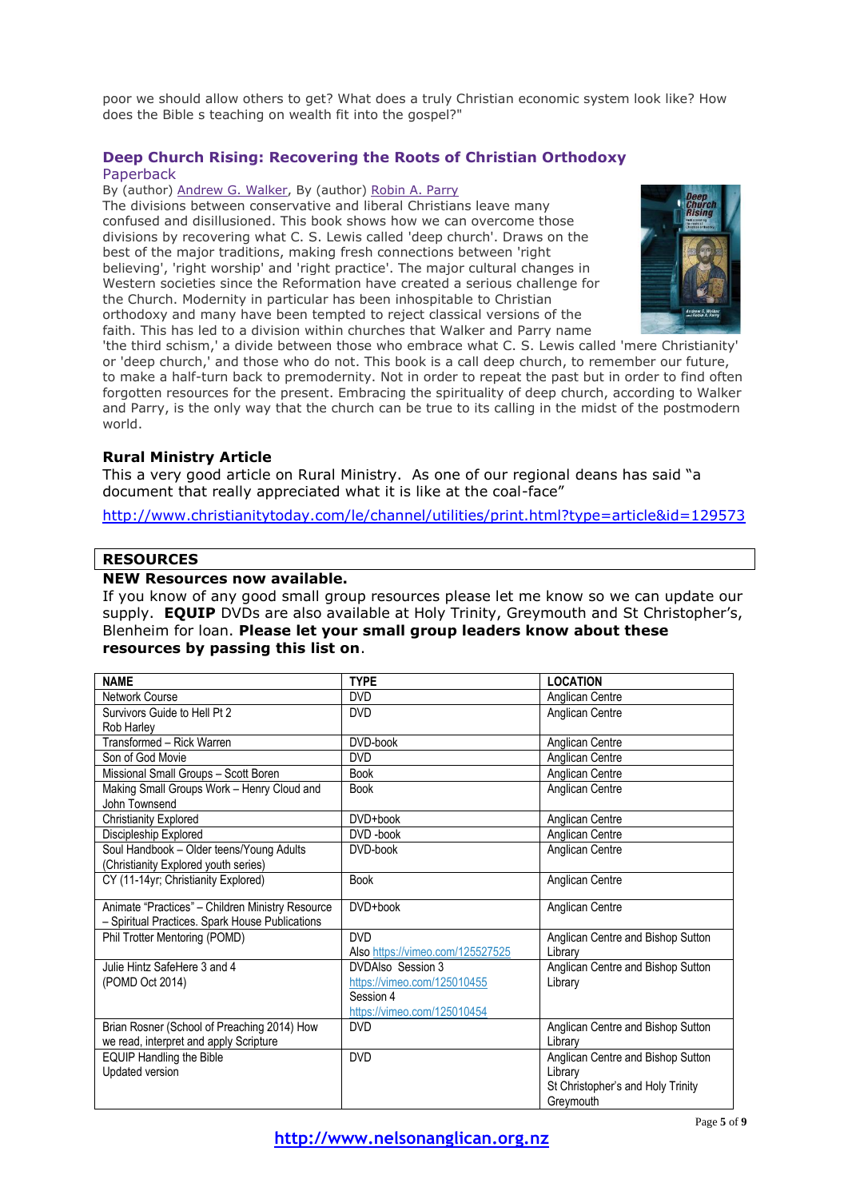poor we should allow others to get? What does a truly Christian economic system look like? How does the Bible s teaching on wealth fit into the gospel?"

## Deep Church Rising: Recovering the Roots of Christian Orthodoxy

Paperback

By (author) Andrew G. Walker, By (author) Robin A. Parry

The divisions between conservative and liberal Christians leave many confused and disillusioned. This book shows how we can overcome those divisions by recovering what C. S. Lewis called 'deep church'. Draws on the best of the major traditions, making fresh connections between 'right believing', 'right worship' and 'right practice'. The major cultural changes in Western societies since the Reformation have created a serious challenge for the Church. Modernity in particular has been inhospitable to Christian orthodoxy and many have been tempted to reject classical versions of the faith. This has led to a division within churches that Walker and Parry name 'the third schism,' a divide between those who embrace what C. S. Lewis called 'mere Christianity' or 'deep church,' and those who do not. This book is a call deep church, to remember our future, to make a half-turn back to premodernity. Not in order to repeat the past but in order to find often forgotten resources for the present. Embracing the spirituality of deep church, according to Walker and Parry, is the only way that the church can be true to its calling in the midst of the postmodern world.

### Rural Ministry Article

This a very good article on Rural Ministry. As one of our regional deans has said "a document that really appreciated what it is like at the coal-face"

http://www.christianitytoday.com/le/channel/utilities/print.html?type=article&id=129573

## RESOURCES

**NEW Resources now available.**

If you know of any good small group resources please let me know so we can update our supply. **EQUIP** DVDs are also available at Holy Trinity, Greymouth and St Christopher's, Blenheim for loan. **Please let your small group leaders know about these resources by passing this list on**.

| NAME | TYPE | LOCATION |
|---|---|---|
| Network Course | DVD | Anglican Centre |
| Survivors Guide to Hell Pt 2 Rob Harley | DVD | Anglican Centre |
| Transformed – Rick Warren | DVD-book | Anglican Centre |
| Son of God Movie | DVD | Anglican Centre |
| Missional Small Groups – Scott Boren | Book | Anglican Centre |
| Making Small Groups Work – Henry Cloud and John Townsend | Book | Anglican Centre |
| Christianity Explored | DVD+book | Anglican Centre |
| Discipleship Explored | DVD -book | Anglican Centre |
| Soul Handbook – Older teens/Young Adults (Christianity Explored youth series) | DVD-book | Anglican Centre |
| CY (11-14yr; Christianity Explored) | Book | Anglican Centre |
| Animate "Practices" – Children Ministry Resource – Spiritual Practices. Spark House Publications | DVD+book | Anglican Centre |
| Phil Trotter Mentoring (POMD) | DVD Also https://vimeo.com/125527525 | Anglican Centre and Bishop Sutton Library |
| Julie Hintz SafeHere 3 and 4 (POMD Oct 2014) | DVDAlso Session 3 https://vimeo.com/125010455 Session 4 https://vimeo.com/125010454 | Anglican Centre and Bishop Sutton Library |
| Brian Rosner (School of Preaching 2014) How we read, interpret and apply Scripture | DVD | Anglican Centre and Bishop Sutton Library |
| EQUIP Handling the Bible Updated version | DVD | Anglican Centre and Bishop Sutton Library St Christopher's and Holy Trinity Greymouth |

http://www.nelsonanglican.org.nz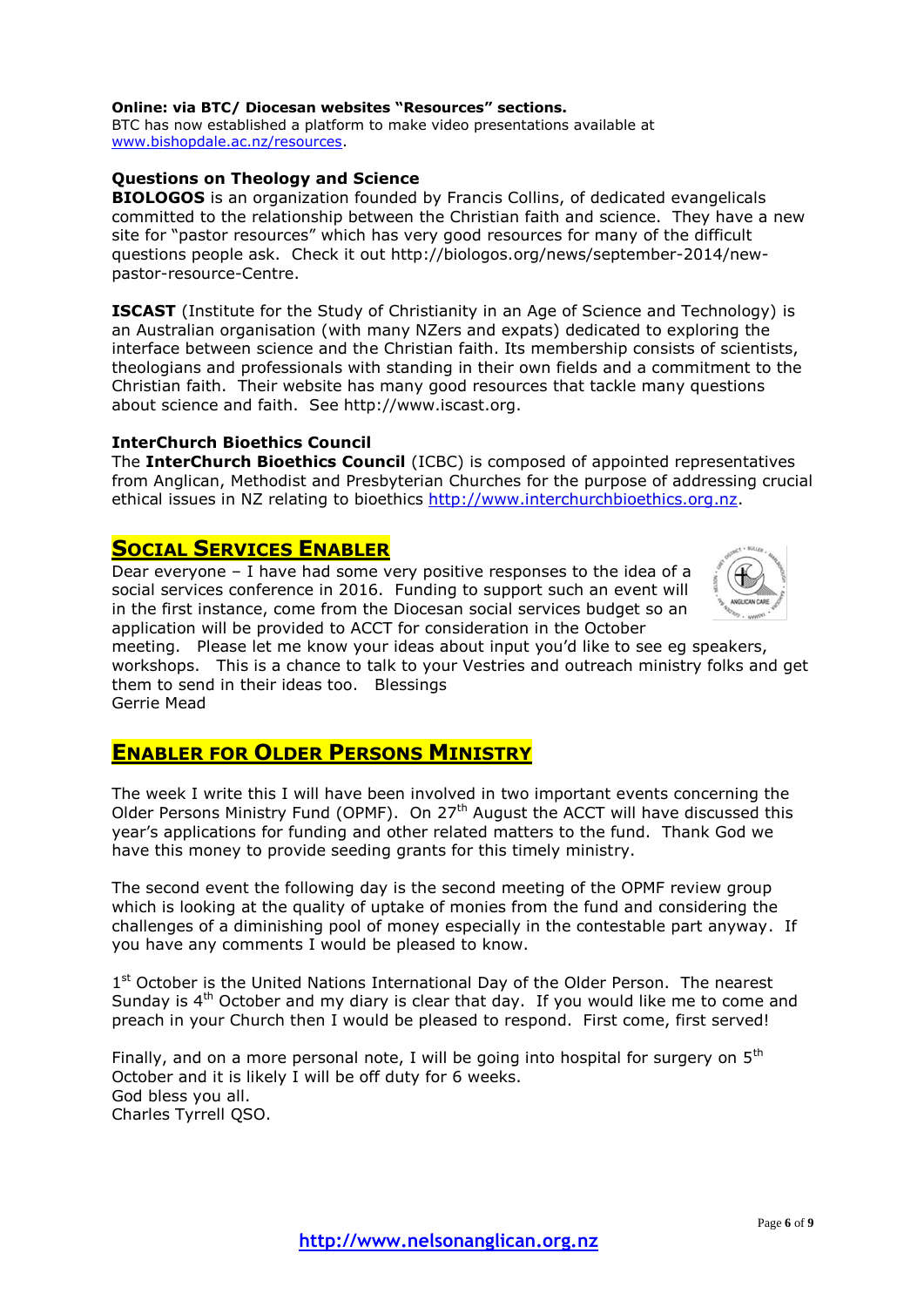**Online: via BTC/ Diocesan websites "Resources" sections.**
BTC has now established a platform to make video presentations available at [www.bishopdale.ac.nz/resources](http://www.bishopdale.ac.nz/resources).

### Questions on Theology and Science

**BIOLOGOS** is an organization founded by Francis Collins, of dedicated evangelicals committed to the relationship between the Christian faith and science. They have a new site for "pastor resources" which has very good resources for many of the difficult questions people ask. Check it out http://biologos.org/news/september-2014/new-pastor-resource-Centre.

**ISCAST** (Institute for the Study of Christianity in an Age of Science and Technology) is an Australian organisation (with many NZers and expats) dedicated to exploring the interface between science and the Christian faith. Its membership consists of scientists, theologians and professionals with standing in their own fields and a commitment to the Christian faith. Their website has many good resources that tackle many questions about science and faith. See http://www.iscast.org.

### InterChurch Bioethics Council

The **InterChurch Bioethics Council** (ICBC) is composed of appointed representatives from Anglican, Methodist and Presbyterian Churches for the purpose of addressing crucial ethical issues in NZ relating to bioethics [http://www.interchurchbioethics.org.nz](http://www.interchurchbioethics.org.nz).

## Social Services Enabler

Dear everyone – I have had some very positive responses to the idea of a social services conference in 2016. Funding to support such an event will in the first instance, come from the Diocesan social services budget so an application will be provided to ACCT for consideration in the October meeting. Please let me know your ideas about input you'd like to see eg speakers, workshops. This is a chance to talk to your Vestries and outreach ministry folks and get them to send in their ideas too. Blessings
Gerrie Mead

## Enabler for Older Persons Ministry

The week I write this I will have been involved in two important events concerning the Older Persons Ministry Fund (OPMF). On 27th August the ACCT will have discussed this year's applications for funding and other related matters to the fund. Thank God we have this money to provide seeding grants for this timely ministry.

The second event the following day is the second meeting of the OPMF review group which is looking at the quality of uptake of monies from the fund and considering the challenges of a diminishing pool of money especially in the contestable part anyway. If you have any comments I would be pleased to know.

1st October is the United Nations International Day of the Older Person. The nearest Sunday is 4th October and my diary is clear that day. If you would like me to come and preach in your Church then I would be pleased to respond. First come, first served!

Finally, and on a more personal note, I will be going into hospital for surgery on 5th October and it is likely I will be off duty for 6 weeks.
God bless you all.
Charles Tyrrell QSO.

[http://www.nelsonanglican.org.nz](http://www.nelsonanglican.org.nz)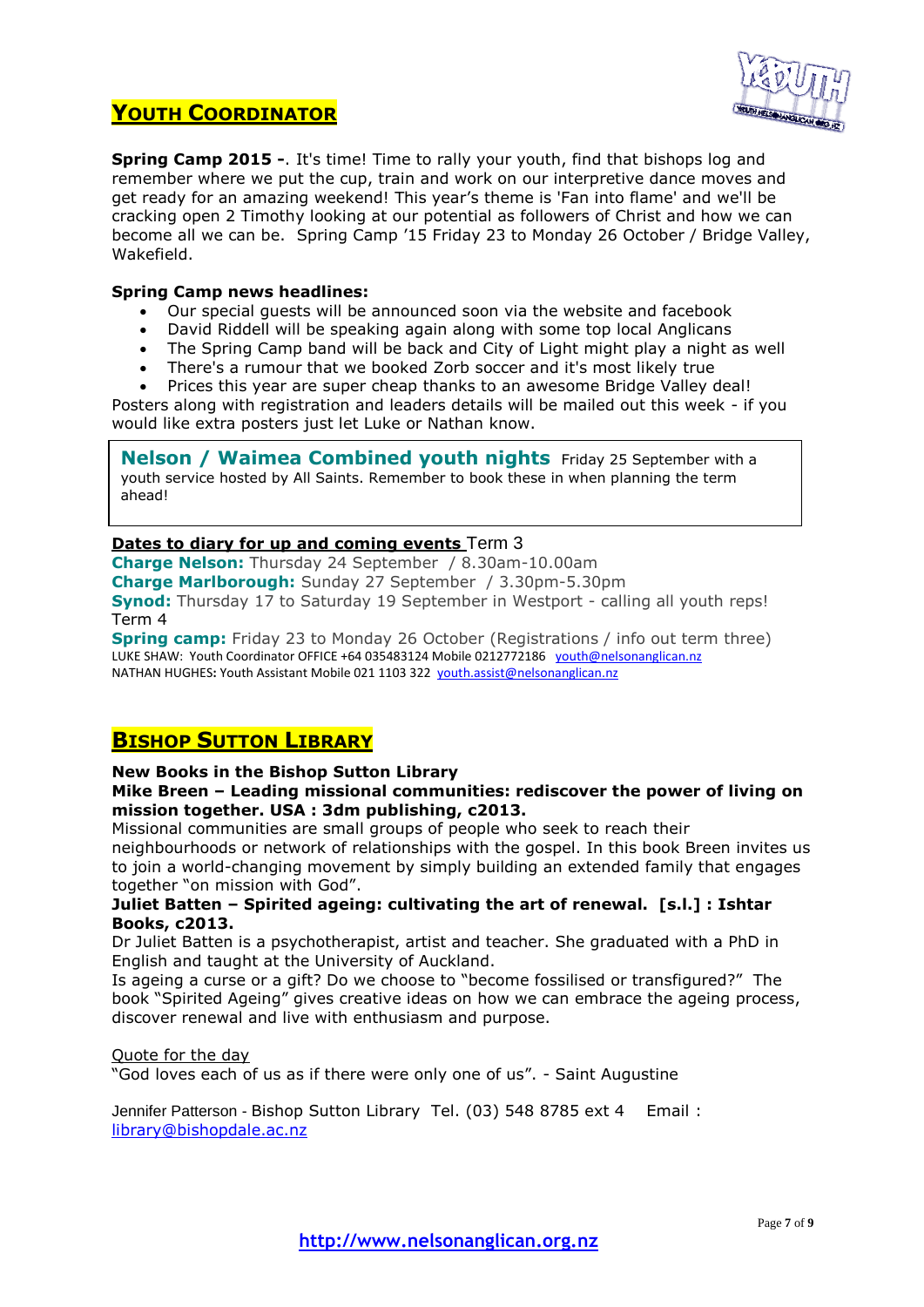## YOUTH COORDINATOR

**Spring Camp 2015 -**. It's time! Time to rally your youth, find that bishops log and remember where we put the cup, train and work on our interpretive dance moves and get ready for an amazing weekend! This year's theme is 'Fan into flame' and we'll be cracking open 2 Timothy looking at our potential as followers of Christ and how we can become all we can be. Spring Camp '15 Friday 23 to Monday 26 October / Bridge Valley, Wakefield.

**Spring Camp news headlines:**

- Our special guests will be announced soon via the website and facebook
- David Riddell will be speaking again along with some top local Anglicans
- The Spring Camp band will be back and City of Light might play a night as well
- There's a rumour that we booked Zorb soccer and it's most likely true
- Prices this year are super cheap thanks to an awesome Bridge Valley deal!

Posters along with registration and leaders details will be mailed out this week - if you would like extra posters just let Luke or Nathan know.

**Nelson / Waimea Combined youth nights** Friday 25 September with a youth service hosted by All Saints. Remember to book these in when planning the term ahead!

**Dates to diary for up and coming events** Term 3

**Charge Nelson:** Thursday 24 September / 8.30am-10.00am
**Charge Marlborough:** Sunday 27 September / 3.30pm-5.30pm
**Synod:** Thursday 17 to Saturday 19 September in Westport - calling all youth reps!
Term 4
**Spring camp:** Friday 23 to Monday 26 October (Registrations / info out term three)

LUKE SHAW: Youth Coordinator OFFICE +64 035483124 Mobile 0212772186 youth@nelsonanglican.nz
NATHAN HUGHES: Youth Assistant Mobile 021 1103 322 youth.assist@nelsonanglican.nz

## BISHOP SUTTON LIBRARY

**New Books in the Bishop Sutton Library**

**Mike Breen – Leading missional communities: rediscover the power of living on mission together. USA : 3dm publishing, c2013.**

Missional communities are small groups of people who seek to reach their neighbourhoods or network of relationships with the gospel. In this book Breen invites us to join a world-changing movement by simply building an extended family that engages together "on mission with God".

**Juliet Batten – Spirited ageing: cultivating the art of renewal. [s.l.] : Ishtar Books, c2013.**

Dr Juliet Batten is a psychotherapist, artist and teacher. She graduated with a PhD in English and taught at the University of Auckland.

Is ageing a curse or a gift? Do we choose to "become fossilised or transfigured?" The book "Spirited Ageing" gives creative ideas on how we can embrace the ageing process, discover renewal and live with enthusiasm and purpose.

Quote for the day

"God loves each of us as if there were only one of us". - Saint Augustine

Jennifer Patterson - Bishop Sutton Library Tel. (03) 548 8785 ext 4 Email : library@bishopdale.ac.nz

http://www.nelsonanglican.org.nz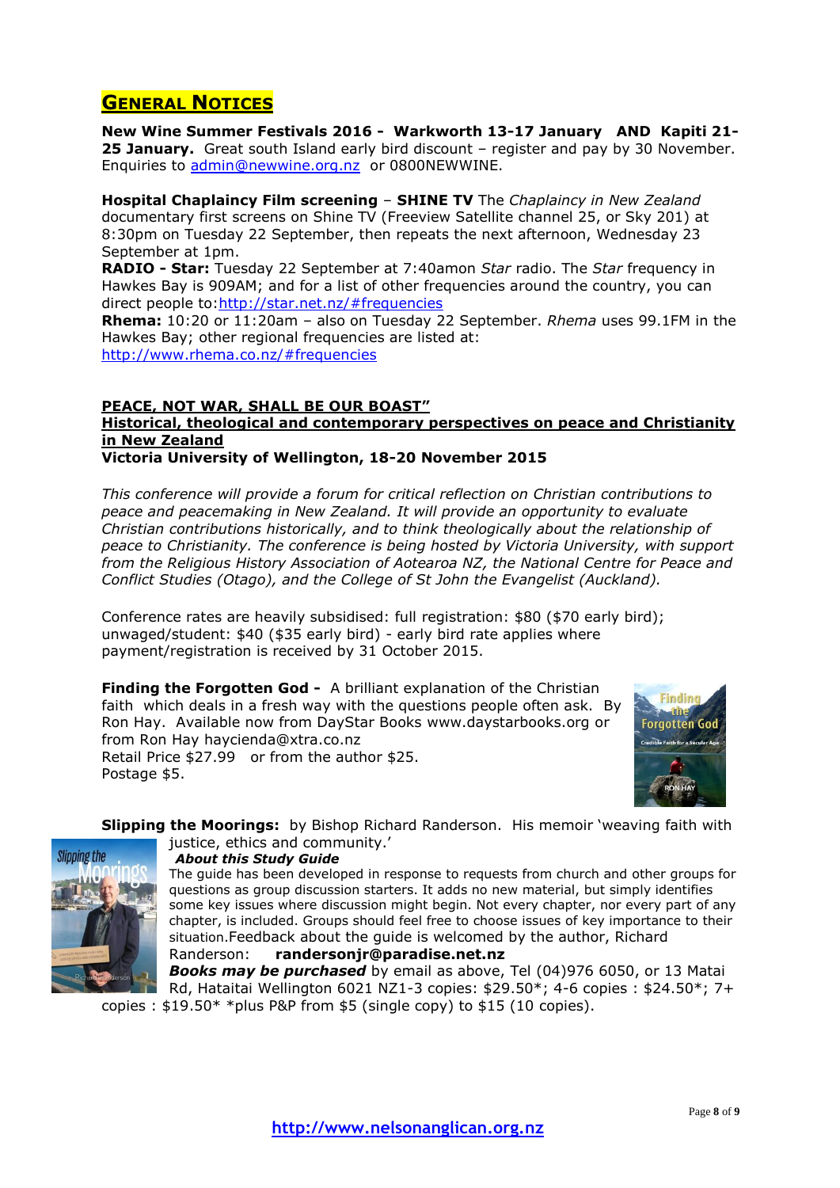## GENERAL NOTICES

**New Wine Summer Festivals 2016 - Warkworth 13-17 January AND Kapiti 21-25 January.** Great south Island early bird discount – register and pay by 30 November. Enquiries to admin@newwine.org.nz or 0800NEWWINE.

**Hospital Chaplaincy Film screening** – **SHINE TV** The *Chaplaincy in New Zealand* documentary first screens on Shine TV (Freeview Satellite channel 25, or Sky 201) at 8:30pm on Tuesday 22 September, then repeats the next afternoon, Wednesday 23 September at 1pm.
**RADIO - Star:** Tuesday 22 September at 7:40amon *Star* radio. The *Star* frequency in Hawkes Bay is 909AM; and for a list of other frequencies around the country, you can direct people to:http://star.net.nz/#frequencies
**Rhema:** 10:20 or 11:20am – also on Tuesday 22 September. *Rhema* uses 99.1FM in the Hawkes Bay; other regional frequencies are listed at:
http://www.rhema.co.nz/#frequencies

**PEACE, NOT WAR, SHALL BE OUR BOAST"**
**Historical, theological and contemporary perspectives on peace and Christianity in New Zealand**
**Victoria University of Wellington, 18-20 November 2015**

*This conference will provide a forum for critical reflection on Christian contributions to peace and peacemaking in New Zealand. It will provide an opportunity to evaluate Christian contributions historically, and to think theologically about the relationship of peace to Christianity. The conference is being hosted by Victoria University, with support from the Religious History Association of Aotearoa NZ, the National Centre for Peace and Conflict Studies (Otago), and the College of St John the Evangelist (Auckland).*

Conference rates are heavily subsidised: full registration: $80 ($70 early bird); unwaged/student: $40 ($35 early bird) - early bird rate applies where payment/registration is received by 31 October 2015.

**Finding the Forgotten God -** A brilliant explanation of the Christian faith which deals in a fresh way with the questions people often ask. By Ron Hay. Available now from DayStar Books www.daystarbooks.org or from Ron Hay haycienda@xtra.co.nz
Retail Price $27.99 or from the author $25.
Postage $5.

**Slipping the Moorings:** by Bishop Richard Randerson. His memoir 'weaving faith with justice, ethics and community.'

***About this Study Guide***

The guide has been developed in response to requests from church and other groups for questions as group discussion starters. It adds no new material, but simply identifies some key issues where discussion might begin. Not every chapter, nor every part of any chapter, is included. Groups should feel free to choose issues of key importance to their situation.Feedback about the guide is welcomed by the author, Richard Randerson: **randersonjr@paradise.net.nz**

***Books may be purchased*** by email as above, Tel (04)976 6050, or 13 Matai Rd, Hataitai Wellington 6021 NZ1-3 copies: $29.50*; 4-6 copies : $24.50*; 7+ copies : $19.50* *plus P&P from $5 (single copy) to $15 (10 copies).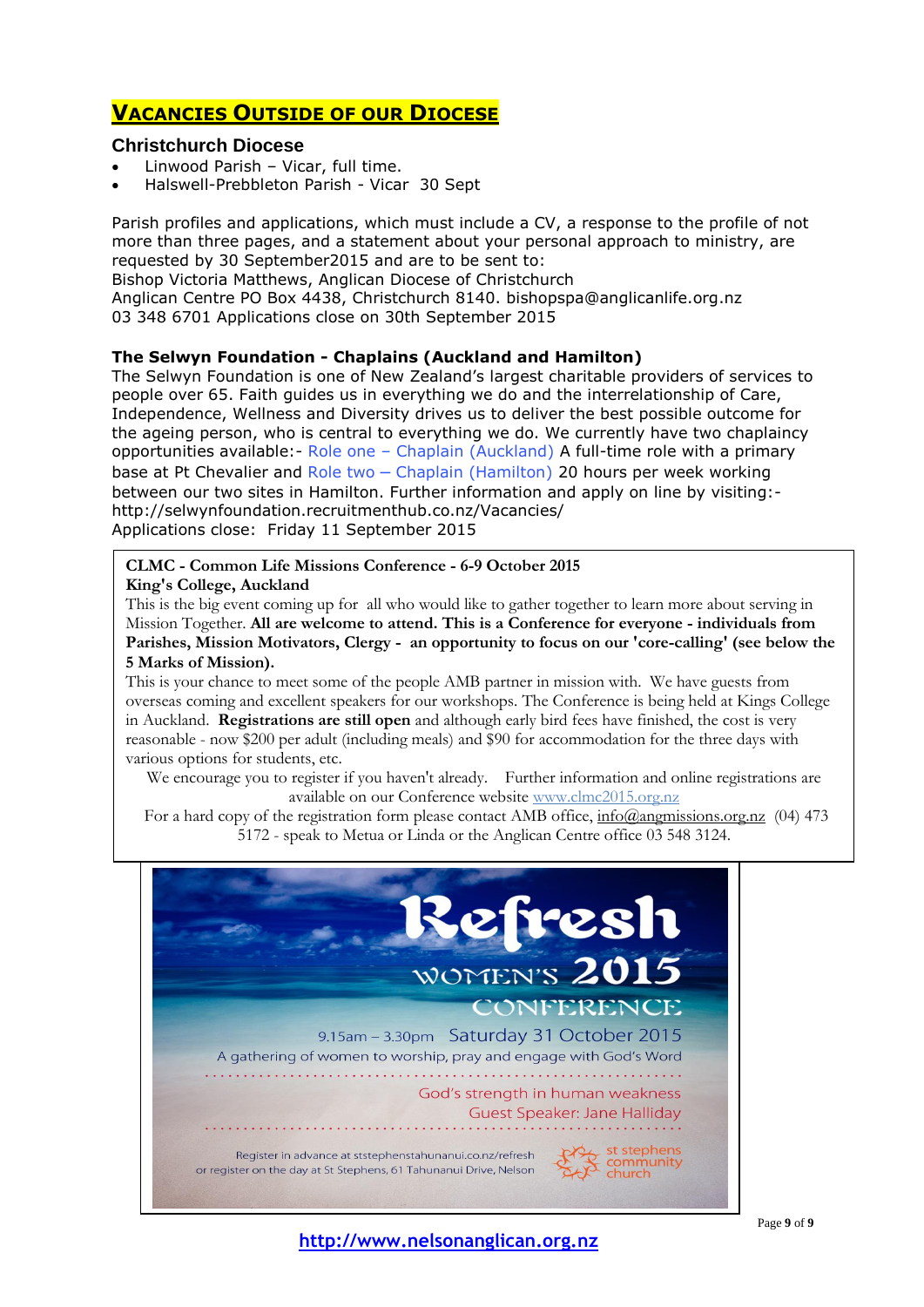## Vacancies Outside of our Diocese

### Christchurch Diocese

- Linwood Parish – Vicar, full time.
- Halswell-Prebbleton Parish - Vicar 30 Sept

Parish profiles and applications, which must include a CV, a response to the profile of not more than three pages, and a statement about your personal approach to ministry, are requested by 30 September2015 and are to be sent to:
Bishop Victoria Matthews, Anglican Diocese of Christchurch
Anglican Centre PO Box 4438, Christchurch 8140. bishopspa@anglicanlife.org.nz
03 348 6701 Applications close on 30th September 2015

**The Selwyn Foundation - Chaplains (Auckland and Hamilton)**
The Selwyn Foundation is one of New Zealand's largest charitable providers of services to people over 65. Faith guides us in everything we do and the interrelationship of Care, Independence, Wellness and Diversity drives us to deliver the best possible outcome for the ageing person, who is central to everything we do. We currently have two chaplaincy opportunities available:- Role one – Chaplain (Auckland) A full-time role with a primary base at Pt Chevalier and Role two – Chaplain (Hamilton) 20 hours per week working between our two sites in Hamilton. Further information and apply on line by visiting:- http://selwynfoundation.recruitmenthub.co.nz/Vacancies/
Applications close: Friday 11 September 2015

**CLMC - Common Life Missions Conference - 6-9 October 2015**
**King's College, Auckland**
This is the big event coming up for all who would like to gather together to learn more about serving in Mission Together. **All are welcome to attend. This is a Conference for everyone - individuals from Parishes, Mission Motivators, Clergy - an opportunity to focus on our 'core-calling' (see below the 5 Marks of Mission).**
This is your chance to meet some of the people AMB partner in mission with. We have guests from overseas coming and excellent speakers for our workshops. The Conference is being held at Kings College in Auckland. **Registrations are still open** and although early bird fees have finished, the cost is very reasonable - now $200 per adult (including meals) and $90 for accommodation for the three days with various options for students, etc.
We encourage you to register if you haven't already. Further information and online registrations are available on our Conference website www.clmc2015.org.nz
For a hard copy of the registration form please contact AMB office, info@angmissions.org.nz (04) 473 5172 - speak to Metua or Linda or the Anglican Centre office 03 548 3124.

**Refresh**
**WOMEN'S 2015 CONFERENCE**
9.15am – 3.30pm Saturday 31 October 2015
A gathering of women to worship, pray and engage with God's Word
God's strength in human weakness
Guest Speaker: Jane Halliday
Register in advance at ststephenstahunanui.co.nz/refresh
or register on the day at St Stephens, 61 Tahunanui Drive, Nelson
st stephens community church

http://www.nelsonanglican.org.nz